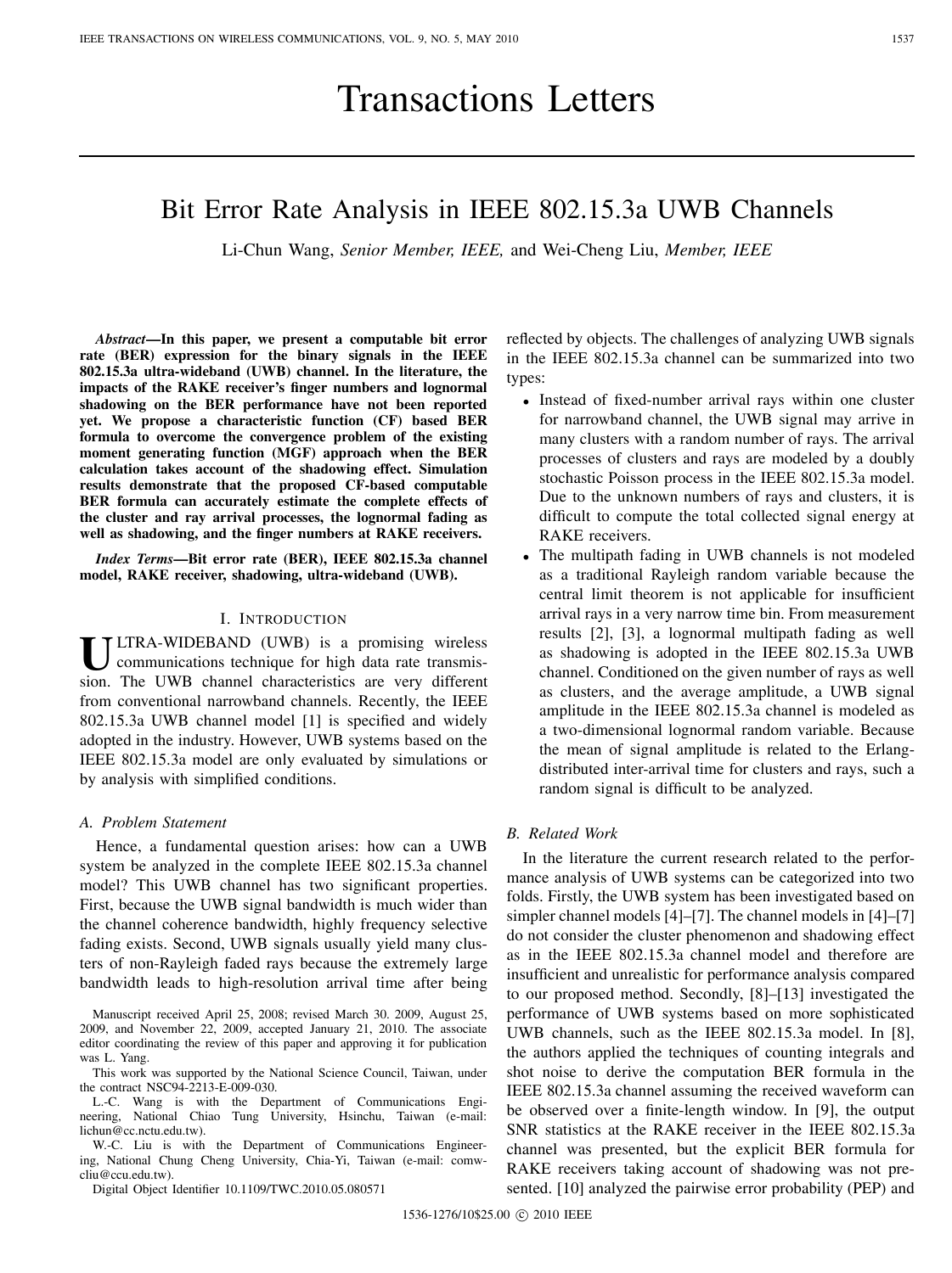# Transactions Letters

## Bit Error Rate Analysis in IEEE 802.15.3a UWB Channels

Li-Chun Wang, *Senior Member, IEEE,* and Wei-Cheng Liu, *Member, IEEE*

***Abstract*—In this paper, we present a computable bit error rate (BER) expression for the binary signals in the IEEE 802.15.3a ultra-wideband (UWB) channel. In the literature, the impacts of the RAKE receiver's finger numbers and lognormal shadowing on the BER performance have not been reported yet. We propose a characteristic function (CF) based BER formula to overcome the convergence problem of the existing moment generating function (MGF) approach when the BER calculation takes account of the shadowing effect. Simulation results demonstrate that the proposed CF-based computable BER formula can accurately estimate the complete effects of the cluster and ray arrival processes, the lognormal fading as well as shadowing, and the finger numbers at RAKE receivers.**

***Index Terms*—Bit error rate (BER), IEEE 802.15.3a channel model, RAKE receiver, shadowing, ultra-wideband (UWB).**

### I. Introduction

ULTRA-WIDEBAND (UWB) is a promising wireless communications technique for high data rate transmission. The UWB channel characteristics are very different from conventional narrowband channels. Recently, the IEEE 802.15.3a UWB channel model [1] is specified and widely adopted in the industry. However, UWB systems based on the IEEE 802.15.3a model are only evaluated by simulations or by analysis with simplified conditions.

#### *A. Problem Statement*

Hence, a fundamental question arises: how can a UWB system be analyzed in the complete IEEE 802.15.3a channel model? This UWB channel has two significant properties. First, because the UWB signal bandwidth is much wider than the channel coherence bandwidth, highly frequency selective fading exists. Second, UWB signals usually yield many clusters of non-Rayleigh faded rays because the extremely large bandwidth leads to high-resolution arrival time after being reflected by objects. The challenges of analyzing UWB signals in the IEEE 802.15.3a channel can be summarized into two types:

- Instead of fixed-number arrival rays within one cluster for narrowband channel, the UWB signal may arrive in many clusters with a random number of rays. The arrival processes of clusters and rays are modeled by a doubly stochastic Poisson process in the IEEE 802.15.3a model. Due to the unknown numbers of rays and clusters, it is difficult to compute the total collected signal energy at RAKE receivers.
- The multipath fading in UWB channels is not modeled as a traditional Rayleigh random variable because the central limit theorem is not applicable for insufficient arrival rays in a very narrow time bin. From measurement results [2], [3], a lognormal multipath fading as well as shadowing is adopted in the IEEE 802.15.3a UWB channel. Conditioned on the given number of rays as well as clusters, and the average amplitude, a UWB signal amplitude in the IEEE 802.15.3a channel is modeled as a two-dimensional lognormal random variable. Because the mean of signal amplitude is related to the Erlang-distributed inter-arrival time for clusters and rays, such a random signal is difficult to be analyzed.

#### *B. Related Work*

In the literature the current research related to the performance analysis of UWB systems can be categorized into two folds. Firstly, the UWB system has been investigated based on simpler channel models [4]–[7]. The channel models in [4]–[7] do not consider the cluster phenomenon and shadowing effect as in the IEEE 802.15.3a channel model and therefore are insufficient and unrealistic for performance analysis compared to our proposed method. Secondly, [8]–[13] investigated the performance of UWB systems based on more sophisticated UWB channels, such as the IEEE 802.15.3a model. In [8], the authors applied the techniques of counting integrals and shot noise to derive the computation BER formula in the IEEE 802.15.3a channel assuming the received waveform can be observed over a finite-length window. In [9], the output SNR statistics at the RAKE receiver in the IEEE 802.15.3a channel was presented, but the explicit BER formula for RAKE receivers taking account of shadowing was not presented. [10] analyzed the pairwise error probability (PEP) and

Manuscript received April 25, 2008; revised March 30. 2009, August 25, 2009, and November 22, 2009, accepted January 21, 2010. The associate editor coordinating the review of this paper and approving it for publication was L. Yang.

This work was supported by the National Science Council, Taiwan, under the contract NSC94-2213-E-009-030.

L.-C. Wang is with the Department of Communications Engineering, National Chiao Tung University, Hsinchu, Taiwan (e-mail: lichun@cc.nctu.edu.tw).

W.-C. Liu is with the Department of Communications Engineering, National Chung Cheng University, Chia-Yi, Taiwan (e-mail: comwcliu@ccu.edu.tw).

Digital Object Identifier 10.1109/TWC.2010.05.080571

1536-1276/10$25.00 © 2010 IEEE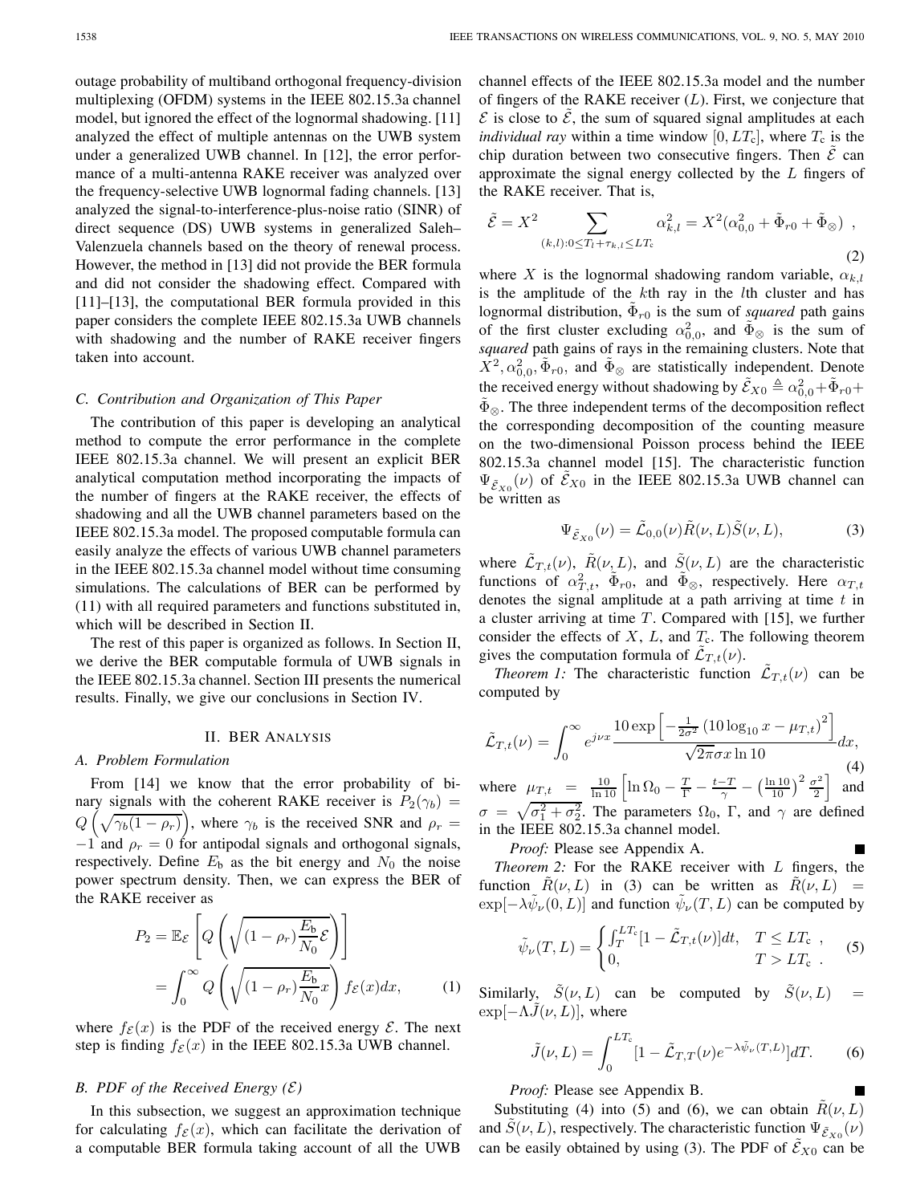outage probability of multiband orthogonal frequency-division multiplexing (OFDM) systems in the IEEE 802.15.3a channel model, but ignored the effect of the lognormal shadowing. [11] analyzed the effect of multiple antennas on the UWB system under a generalized UWB channel. In [12], the error performance of a multi-antenna RAKE receiver was analyzed over the frequency-selective UWB lognormal fading channels. [13] analyzed the signal-to-interference-plus-noise ratio (SINR) of direct sequence (DS) UWB systems in generalized Saleh–Valenzuela channels based on the theory of renewal process. However, the method in [13] did not provide the BER formula and did not consider the shadowing effect. Compared with [11]–[13], the computational BER formula provided in this paper considers the complete IEEE 802.15.3a UWB channels with shadowing and the number of RAKE receiver fingers taken into account.

### C. Contribution and Organization of This Paper

The contribution of this paper is developing an analytical method to compute the error performance in the complete IEEE 802.15.3a channel. We will present an explicit BER analytical computation method incorporating the impacts of the number of fingers at the RAKE receiver, the effects of shadowing and all the UWB channel parameters based on the IEEE 802.15.3a model. The proposed computable formula can easily analyze the effects of various UWB channel parameters in the IEEE 802.15.3a channel model without time consuming simulations. The calculations of BER can be performed by (11) with all required parameters and functions substituted in, which will be described in Section II.

The rest of this paper is organized as follows. In Section II, we derive the BER computable formula of UWB signals in the IEEE 802.15.3a channel. Section III presents the numerical results. Finally, we give our conclusions in Section IV.

## II. BER Analysis

### A. Problem Formulation

From [14] we know that the error probability of binary signals with the coherent RAKE receiver is $P_2(\gamma_b) = Q\left(\sqrt{\gamma_b(1-\rho_r)}\right)$, where $\gamma_b$ is the received SNR and $\rho_r = -1$ and $\rho_r = 0$ for antipodal signals and orthogonal signals, respectively. Define $E_\text{b}$ as the bit energy and $N_0$ the noise power spectrum density. Then, we can express the BER of the RAKE receiver as

$$P_2 = \mathbb{E}_{\mathcal{E}}\left[Q\left(\sqrt{(1-\rho_r)\frac{E_\text{b}}{N_0}\mathcal{E}}\right)\right] = \int_0^\infty Q\left(\sqrt{(1-\rho_r)\frac{E_\text{b}}{N_0}x}\right) f_{\mathcal{E}}(x)dx, \quad (1)$$

where $f_{\mathcal{E}}(x)$ is the PDF of the received energy $\mathcal{E}$. The next step is finding $f_{\mathcal{E}}(x)$ in the IEEE 802.15.3a UWB channel.

### B. PDF of the Received Energy ($\mathcal{E}$)

In this subsection, we suggest an approximation technique for calculating $f_{\mathcal{E}}(x)$, which can facilitate the derivation of a computable BER formula taking account of all the UWB channel effects of the IEEE 802.15.3a model and the number of fingers of the RAKE receiver ($L$). First, we conjecture that $\mathcal{E}$ is close to $\tilde{\mathcal{E}}$, the sum of squared signal amplitudes at each *individual ray* within a time window $[0, LT_\text{c}]$, where $T_\text{c}$ is the chip duration between two consecutive fingers. Then $\tilde{\mathcal{E}}$ can approximate the signal energy collected by the $L$ fingers of the RAKE receiver. That is,

$$\tilde{\mathcal{E}} = X^2 \sum_{(k,l):0\le T_l+\tau_{k,l}\le LT_\text{c}} \alpha_{k,l}^2 = X^2(\alpha_{0,0}^2 + \tilde{\Phi}_{r0} + \tilde{\Phi}_{\otimes}) \ , \quad (2)$$

where $X$ is the lognormal shadowing random variable, $\alpha_{k,l}$ is the amplitude of the $k$th ray in the $l$th cluster and has lognormal distribution, $\tilde{\Phi}_{r0}$ is the sum of *squared* path gains of the first cluster excluding $\alpha_{0,0}^2$, and $\tilde{\Phi}_{\otimes}$ is the sum of *squared* path gains of rays in the remaining clusters. Note that $X^2, \alpha_{0,0}^2, \tilde{\Phi}_{r0}$, and $\tilde{\Phi}_{\otimes}$ are statistically independent. Denote the received energy without shadowing by $\tilde{\mathcal{E}}_{X0} \triangleq \alpha_{0,0}^2 + \tilde{\Phi}_{r0} + \tilde{\Phi}_{\otimes}$. The three independent terms of the decomposition reflect the corresponding decomposition of the counting measure on the two-dimensional Poisson process behind the IEEE 802.15.3a channel model [15]. The characteristic function $\Psi_{\tilde{\mathcal{E}}_{X0}}(\nu)$ of $\tilde{\mathcal{E}}_{X0}$ in the IEEE 802.15.3a UWB channel can be written as

$$\Psi_{\tilde{\mathcal{E}}_{X0}}(\nu) = \tilde{\mathcal{L}}_{0,0}(\nu)\tilde{R}(\nu, L)\tilde{S}(\nu, L), \quad (3)$$

where $\tilde{\mathcal{L}}_{T,t}(\nu)$, $\tilde{R}(\nu, L)$, and $\tilde{S}(\nu, L)$ are the characteristic functions of $\alpha_{T,t}^2$, $\tilde{\Phi}_{r0}$, and $\tilde{\Phi}_{\otimes}$, respectively. Here $\alpha_{T,t}$ denotes the signal amplitude at a path arriving at time $t$ in a cluster arriving at time $T$. Compared with [15], we further consider the effects of $X$, $L$, and $T_\text{c}$. The following theorem gives the computation formula of $\tilde{\mathcal{L}}_{T,t}(\nu)$.

*Theorem 1:* The characteristic function $\tilde{\mathcal{L}}_{T,t}(\nu)$ can be computed by

$$\tilde{\mathcal{L}}_{T,t}(\nu) = \int_0^\infty e^{j\nu x} \frac{10\exp\left[-\frac{1}{2\sigma^2}\left(10\log_{10}x - \mu_{T,t}\right)^2\right]}{\sqrt{2\pi}\sigma x \ln 10}dx, \quad (4)$$

where $\mu_{T,t} = \frac{10}{\ln 10}\left[\ln \Omega_0 - \frac{T}{\Gamma} - \frac{t-T}{\gamma} - \left(\frac{\ln 10}{10}\right)^2 \frac{\sigma^2}{2}\right]$ and $\sigma = \sqrt{\sigma_1^2 + \sigma_2^2}$. The parameters $\Omega_0$, $\Gamma$, and $\gamma$ are defined in the IEEE 802.15.3a channel model. ■

*Proof:* Please see Appendix A.

*Theorem 2:* For the RAKE receiver with $L$ fingers, the function $\tilde{R}(\nu, L)$ in (3) can be written as $\tilde{R}(\nu, L) = \exp[-\lambda\tilde{\psi}_\nu(0, L)]$ and function $\tilde{\psi}_\nu(T, L)$ can be computed by

$$\tilde{\psi}_\nu(T, L) = \begin{cases} \int_T^{LT_\text{c}} [1 - \tilde{\mathcal{L}}_{T,t}(\nu)]dt, & T \le LT_\text{c} \ , \\ 0, & T > LT_\text{c} \ . \end{cases} \quad (5)$$

Similarly, $\tilde{S}(\nu, L)$ can be computed by $\tilde{S}(\nu, L) = \exp[-\Lambda\tilde{J}(\nu, L)]$, where

$$\tilde{J}(\nu, L) = \int_0^{LT_\text{c}} [1 - \tilde{\mathcal{L}}_{T,T}(\nu)e^{-\lambda\tilde{\psi}_\nu(T,L)}]dT. \quad (6)$$

*Proof:* Please see Appendix B. ■

Substituting (4) into (5) and (6), we can obtain $\tilde{R}(\nu, L)$ and $\tilde{S}(\nu, L)$, respectively. The characteristic function $\Psi_{\tilde{\mathcal{E}}_{X0}}(\nu)$ can be easily obtained by using (3). The PDF of $\tilde{\mathcal{E}}_{X0}$ can be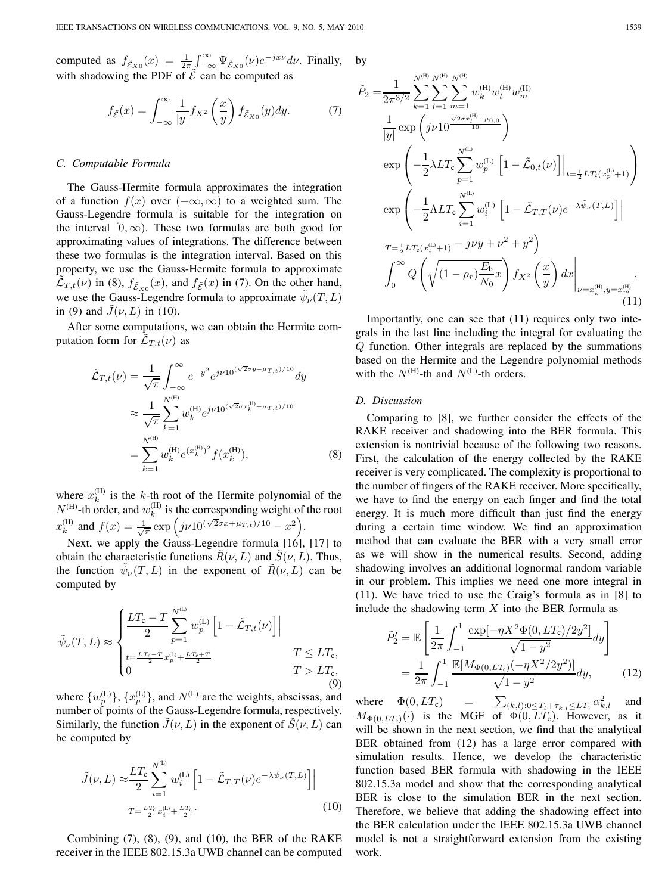computed as $f_{\tilde{\mathcal{E}}_{X_0}}(x) = \frac{1}{2\pi}\int_{-\infty}^{\infty} \Psi_{\tilde{\mathcal{E}}_{X_0}}(\nu) e^{-jx\nu} d\nu$. Finally, with shadowing the PDF of $\tilde{\mathcal{E}}$ can be computed as

$$f_{\tilde{\mathcal{E}}}(x) = \int_{-\infty}^{\infty} \frac{1}{|y|} f_{X^2}\left(\frac{x}{y}\right) f_{\tilde{\mathcal{E}}_{X_0}}(y) dy. \tag{7}$$

### C. Computable Formula

The Gauss-Hermite formula approximates the integration of a function $f(x)$ over $(-\infty, \infty)$ to a weighted sum. The Gauss-Legendre formula is suitable for the integration on the interval $[0, \infty)$. These two formulas are both good for approximating values of integrations. The difference between these two formulas is the integration interval. Based on this property, we use the Gauss-Hermite formula to approximate $\tilde{\mathcal{L}}_{T,t}(\nu)$ in (8), $f_{\tilde{\mathcal{E}}_{X_0}}(x)$, and $f_{\tilde{\mathcal{E}}}(x)$ in (7). On the other hand, we use the Gauss-Legendre formula to approximate $\tilde{\psi}_\nu(T, L)$ in (9) and $\tilde{J}(\nu, L)$ in (10).

After some computations, we can obtain the Hermite computation form for $\tilde{\mathcal{L}}_{T,t}(\nu)$ as

$$\begin{aligned}
\tilde{\mathcal{L}}_{T,t}(\nu) &= \frac{1}{\sqrt{\pi}} \int_{-\infty}^{\infty} e^{-y^2} e^{j\nu 10^{(\sqrt{2}\sigma y + \mu_{T,t})/10}} dy \\
&\approx \frac{1}{\sqrt{\pi}} \sum_{k=1}^{N^{(\mathrm{H})}} w_k^{(\mathrm{H})} e^{j\nu 10^{(\sqrt{2}\sigma x_k^{(\mathrm{H})} + \mu_{T,t})/10}} \\
&= \sum_{k=1}^{N^{(\mathrm{H})}} w_k^{(\mathrm{H})} e^{(x_k^{(\mathrm{H})})^2} f(x_k^{(\mathrm{H})}),
\end{aligned} \tag{8}$$

where $x_k^{(\mathrm{H})}$ is the $k$-th root of the Hermite polynomial of the $N^{(\mathrm{H})}$-th order, and $w_k^{(\mathrm{H})}$ is the corresponding weight of the root $x_k^{(\mathrm{H})}$ and $f(x) = \frac{1}{\sqrt{\pi}} \exp\left(j\nu 10^{(\sqrt{2}\sigma x + \mu_{T,t})/10} - x^2\right)$.

Next, we apply the Gauss-Legendre formula [16], [17] to obtain the characteristic functions $\tilde{R}(\nu, L)$ and $\tilde{S}(\nu, L)$. Thus, the function $\tilde{\psi}_\nu(T, L)$ in the exponent of $\tilde{R}(\nu, L)$ can be computed by

$$\tilde{\psi}_\nu(T, L) \approx \begin{cases} \dfrac{LT_\mathrm{c} - T}{2} \displaystyle\sum_{p=1}^{N^{(\mathrm{L})}} w_p^{(\mathrm{L})} \left[1 - \tilde{\mathcal{L}}_{T,t}(\nu)\right]\Big|_{t = \frac{LT_\mathrm{c} - T}{2} x_p^{(\mathrm{L})} + \frac{LT_\mathrm{c} + T}{2}} & T \le LT_\mathrm{c}, \\ 0 & T > LT_\mathrm{c}, \end{cases} \tag{9}$$

where $\{w_p^{(\mathrm{L})}\}$, $\{x_p^{(\mathrm{L})}\}$, and $N^{(\mathrm{L})}$ are the weights, abscissas, and number of points of the Gauss-Legendre formula, respectively. Similarly, the function $\tilde{J}(\nu, L)$ in the exponent of $\tilde{S}(\nu, L)$ can be computed by

$$\tilde{J}(\nu, L) \approx \frac{LT_\mathrm{c}}{2} \sum_{i=1}^{N^{(\mathrm{L})}} w_i^{(\mathrm{L})} \left[1 - \tilde{\mathcal{L}}_{T,T}(\nu) e^{-\lambda \tilde{\psi}_\nu(T,L)}\right]\Big|_{T = \frac{LT_\mathrm{c}}{2} x_i^{(\mathrm{L})} + \frac{LT_\mathrm{c}}{2}}. \tag{10}$$

Combining (7), (8), (9), and (10), the BER of the RAKE receiver in the IEEE 802.15.3a UWB channel can be computed by

$$\begin{aligned}
\tilde{P}_2 = &\frac{1}{2\pi^{3/2}} \sum_{k=1}^{N^{(\mathrm{H})}} \sum_{l=1}^{N^{(\mathrm{H})}} \sum_{m=1}^{N^{(\mathrm{H})}} w_k^{(\mathrm{H})} w_l^{(\mathrm{H})} w_m^{(\mathrm{H})} \\
&\frac{1}{|y|} \exp\left(j\nu 10^{\frac{\sqrt{2}\sigma x_l^{(\mathrm{H})} + \mu_{0,0}}{10}}\right) \\
&\exp\left(-\frac{1}{2}\lambda LT_\mathrm{c} \sum_{p=1}^{N^{(\mathrm{L})}} w_p^{(\mathrm{L})} \left[1 - \tilde{\mathcal{L}}_{0,t}(\nu)\right]\Big|_{t = \frac{1}{2}LT_\mathrm{c}(x_p^{(\mathrm{L})} + 1)}\right) \\
&\exp\Bigg(-\frac{1}{2}\Lambda LT_\mathrm{c} \sum_{i=1}^{N^{(\mathrm{L})}} w_i^{(\mathrm{L})} \left[1 - \tilde{\mathcal{L}}_{T,T}(\nu) e^{-\lambda \tilde{\psi}_\nu(T,L)}\right]\Big| \\
&{}_{T = \frac{1}{2}LT_\mathrm{c}(x_i^{(\mathrm{L})} + 1)} - j\nu y + \nu^2 + y^2\Bigg) \\
&\int_0^{\infty} Q\left(\sqrt{(1 - \rho_r)\frac{E_\mathrm{b}}{N_0} x}\right) f_{X^2}\left(\frac{x}{y}\right) dx \Bigg|_{\nu = x_k^{(\mathrm{H})}, y = x_m^{(\mathrm{H})}}.
\end{aligned} \tag{11}$$

Importantly, one can see that (11) requires only two integrals in the last line including the integral for evaluating the $Q$ function. Other integrals are replaced by the summations based on the Hermite and the Legendre polynomial methods with the $N^{(\mathrm{H})}$-th and $N^{(\mathrm{L})}$-th orders.

### D. Discussion

Comparing to [8], we further consider the effects of the RAKE receiver and shadowing into the BER formula. This extension is nontrivial because of the following two reasons. First, the calculation of the energy collected by the RAKE receiver is very complicated. The complexity is proportional to the number of fingers of the RAKE receiver. More specifically, we have to find the energy on each finger and find the total energy. It is much more difficult than just find the energy during a certain time window. We find an approximation method that can evaluate the BER with a very small error as we will show in the numerical results. Second, adding shadowing involves an additional lognormal random variable in our problem. This implies we need one more integral in (11). We have tried to use the Craig's formula as in [8] to include the shadowing term $X$ into the BER formula as

$$\begin{aligned}
\tilde{P}_2' &= \mathbb{E}\left[\frac{1}{2\pi} \int_{-1}^{1} \frac{\exp[-\eta X^2 \Phi(0, LT_\mathrm{c})/2y^2]}{\sqrt{1 - y^2}} dy\right] \\
&= \frac{1}{2\pi} \int_{-1}^{1} \frac{\mathbb{E}[M_{\Phi(0,LT_\mathrm{c})}(-\eta X^2/2y^2)]}{\sqrt{1 - y^2}} dy,
\end{aligned} \tag{12}$$

where $\Phi(0, LT_\mathrm{c}) = \sum_{(k,l):0 \le T_l + \tau_{k,l} \le LT_\mathrm{c}} \alpha_{k,l}^2$ and $M_{\Phi(0,LT_\mathrm{c})}(\cdot)$ is the MGF of $\Phi(0, LT_\mathrm{c})$. However, as it will be shown in the next section, we find that the analytical BER obtained from (12) has a large error compared with simulation results. Hence, we develop the characteristic function based BER formula with shadowing in the IEEE 802.15.3a model and show that the corresponding analytical BER is close to the simulation BER in the next section. Therefore, we believe that adding the shadowing effect into the BER calculation under the IEEE 802.15.3a UWB channel model is not a straightforward extension from the existing work.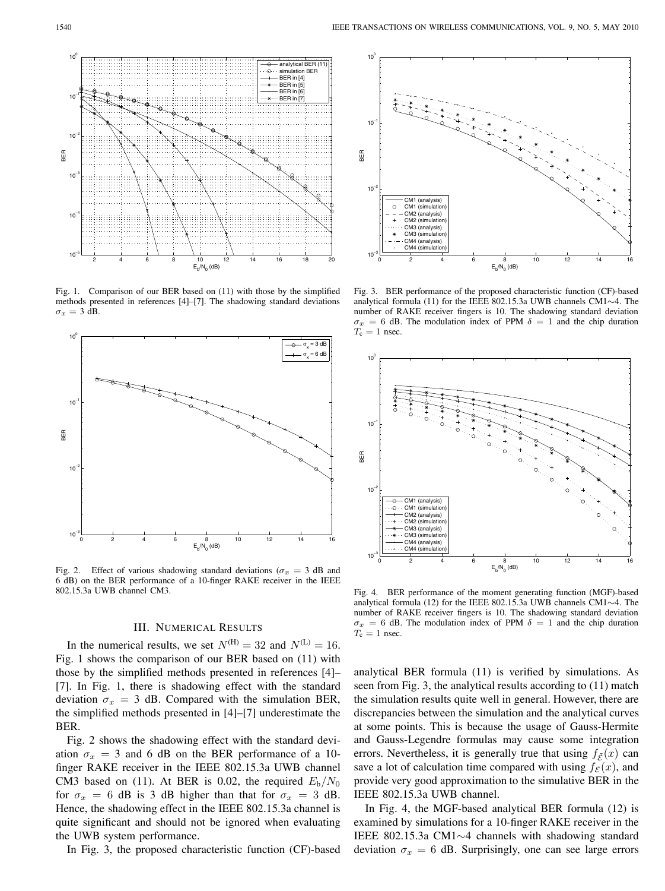Fig. 1. Comparison of our BER based on (11) with those by the simplified methods presented in references [4]–[7]. The shadowing standard deviations $\sigma_x = 3$ dB.

Fig. 2. Effect of various shadowing standard deviations ($\sigma_x = 3$ dB and 6 dB) on the BER performance of a 10-finger RAKE receiver in the IEEE 802.15.3a UWB channel CM3.

Fig. 3. BER performance of the proposed characteristic function (CF)-based analytical formula (11) for the IEEE 802.15.3a UWB channels CM1∼4. The number of RAKE receiver fingers is 10. The shadowing standard deviation $\sigma_x = 6$ dB. The modulation index of PPM $\delta = 1$ and the chip duration $T_c = 1$ nsec.

Fig. 4. BER performance of the moment generating function (MGF)-based analytical formula (12) for the IEEE 802.15.3a UWB channels CM1∼4. The number of RAKE receiver fingers is 10. The shadowing standard deviation $\sigma_x = 6$ dB. The modulation index of PPM $\delta = 1$ and the chip duration $T_c = 1$ nsec.

## III. Numerical Results

In the numerical results, we set $N^{(H)} = 32$ and $N^{(L)} = 16$. Fig. 1 shows the comparison of our BER based on (11) with those by the simplified methods presented in references [4]–[7]. In Fig. 1, there is shadowing effect with the standard deviation $\sigma_x = 3$ dB. Compared with the simulation BER, the simplified methods presented in [4]–[7] underestimate the BER.

Fig. 2 shows the shadowing effect with the standard deviation $\sigma_x = 3$ and 6 dB on the BER performance of a 10-finger RAKE receiver in the IEEE 802.15.3a UWB channel CM3 based on (11). At BER is 0.02, the required $E_b/N_0$ for $\sigma_x = 6$ dB is 3 dB higher than that for $\sigma_x = 3$ dB. Hence, the shadowing effect in the IEEE 802.15.3a channel is quite significant and should not be ignored when evaluating the UWB system performance.

In Fig. 3, the proposed characteristic function (CF)-based analytical BER formula (11) is verified by simulations. As seen from Fig. 3, the analytical results according to (11) match the simulation results quite well in general. However, there are discrepancies between the simulation and the analytical curves at some points. This is because the usage of Gauss-Hermite and Gauss-Legendre formulas may cause some integration errors. Nevertheless, it is generally true that using $f_{\tilde{\mathcal{E}}}(x)$ can save a lot of calculation time compared with using $f_{\mathcal{E}}(x)$, and provide very good approximation to the simulative BER in the IEEE 802.15.3a UWB channel.

In Fig. 4, the MGF-based analytical BER formula (12) is examined by simulations for a 10-finger RAKE receiver in the IEEE 802.15.3a CM1∼4 channels with shadowing standard deviation $\sigma_x = 6$ dB. Surprisingly, one can see large errors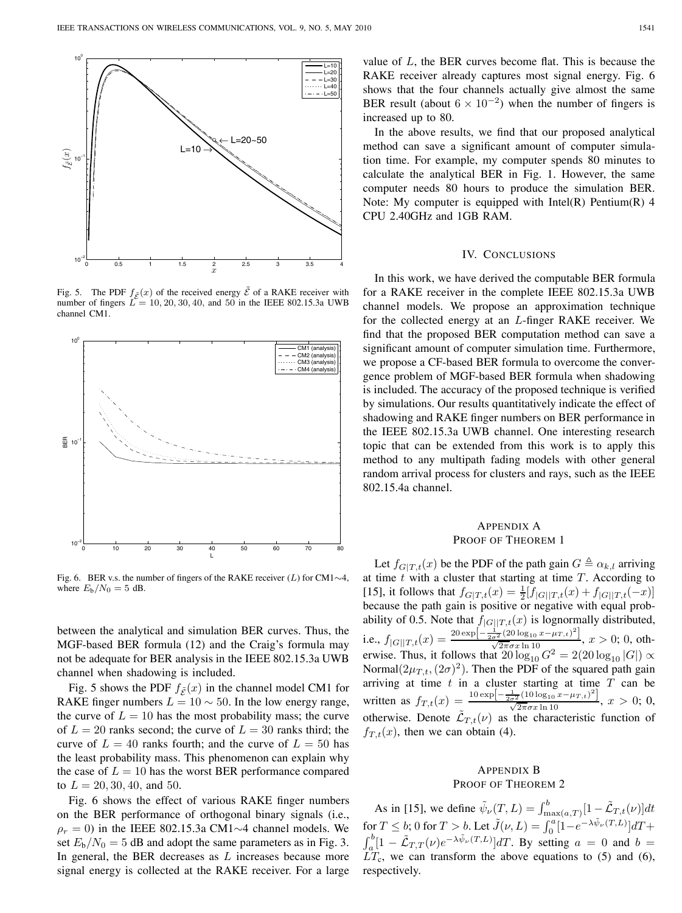Fig. 5. The PDF $f_{\tilde{\mathcal{E}}}(x)$ of the received energy $\tilde{\mathcal{E}}$ of a RAKE receiver with number of fingers $L = 10, 20, 30, 40$, and 50 in the IEEE 802.15.3a UWB channel CM1.

Fig. 6. BER v.s. the number of fingers of the RAKE receiver ($L$) for CM1$\sim$4, where $E_\mathrm{b}/N_0 = 5$ dB.

between the analytical and simulation BER curves. Thus, the MGF-based BER formula (12) and the Craig's formula may not be adequate for BER analysis in the IEEE 802.15.3a UWB channel when shadowing is included.

Fig. 5 shows the PDF $f_{\tilde{\mathcal{E}}}(x)$ in the channel model CM1 for RAKE finger numbers $L = 10 \sim 50$. In the low energy range, the curve of $L = 10$ has the most probability mass; the curve of $L = 20$ ranks second; the curve of $L = 30$ ranks third; the curve of $L = 40$ ranks fourth; and the curve of $L = 50$ has the least probability mass. This phenomenon can explain why the case of $L = 10$ has the worst BER performance compared to $L = 20, 30, 40$, and 50.

Fig. 6 shows the effect of various RAKE finger numbers on the BER performance of orthogonal binary signals (i.e., $\rho_r = 0$) in the IEEE 802.15.3a CM1$\sim$4 channel models. We set $E_\mathrm{b}/N_0 = 5$ dB and adopt the same parameters as in Fig. 3. In general, the BER decreases as $L$ increases because more signal energy is collected at the RAKE receiver. For a large value of $L$, the BER curves become flat. This is because the RAKE receiver already captures most signal energy. Fig. 6 shows that the four channels actually give almost the same BER result (about $6 \times 10^{-2}$) when the number of fingers is increased up to 80.

In the above results, we find that our proposed analytical method can save a significant amount of computer simulation time. For example, my computer spends 80 minutes to calculate the analytical BER in Fig. 1. However, the same computer needs 80 hours to produce the simulation BER. Note: My computer is equipped with Intel(R) Pentium(R) 4 CPU 2.40GHz and 1GB RAM.

## IV. Conclusions

In this work, we have derived the computable BER formula for a RAKE receiver in the complete IEEE 802.15.3a UWB channel models. We propose an approximation technique for the collected energy at an $L$-finger RAKE receiver. We find that the proposed BER computation method can save a significant amount of computer simulation time. Furthermore, we propose a CF-based BER formula to overcome the convergence problem of MGF-based BER formula when shadowing is included. The accuracy of the proposed technique is verified by simulations. Our results quantitatively indicate the effect of shadowing and RAKE finger numbers on BER performance in the IEEE 802.15.3a UWB channel. One interesting research topic that can be extended from this work is to apply this method to any multipath fading models with other general random arrival process for clusters and rays, such as the IEEE 802.15.4a channel.

## Appendix A
## Proof of Theorem 1

Let $f_{G|T,t}(x)$ be the PDF of the path gain $G \triangleq \alpha_{k,l}$ arriving at time $t$ with a cluster that starting at time $T$. According to [15], it follows that $f_{G|T,t}(x) = \frac{1}{2}[f_{|G||T,t}(x) + f_{|G||T,t}(-x)]$ because the path gain is positive or negative with equal probability of 0.5. Note that $f_{|G||T,t}(x)$ is lognormally distributed, i.e., $f_{|G||T,t}(x) = \frac{20 \exp\left[-\frac{1}{2\sigma^2}(20\log_{10} x - \mu_{T,t})^2\right]}{\sqrt{2\pi}\sigma x \ln 10}$, $x > 0$; 0, otherwise. Thus, it follows that $20\log_{10} G^2 = 2(20\log_{10}|G|) \propto \text{Normal}(2\mu_{T,t}, (2\sigma)^2)$. Then the PDF of the squared path gain arriving at time $t$ in a cluster starting at time $T$ can be written as $f_{T,t}(x) = \frac{10 \exp\left[-\frac{1}{2\sigma^2}(10\log_{10} x - \mu_{T,t})^2\right]}{\sqrt{2\pi}\sigma x \ln 10}$, $x > 0$; 0, otherwise. Denote $\tilde{\mathcal{L}}_{T,t}(\nu)$ as the characteristic function of $f_{T,t}(x)$, then we can obtain (4).

## Appendix B
## Proof of Theorem 2

As in [15], we define $\tilde{\psi}_\nu(T,L) = \int_{\max(a,T)}^{b}[1 - \tilde{\mathcal{L}}_{T,t}(\nu)]dt$ for $T \leq b$; 0 for $T > b$. Let $\tilde{J}(\nu, L) = \int_0^a[1 - e^{-\lambda\tilde{\psi}_\nu(T,L)}]dT + \int_a^b[1 - \tilde{\mathcal{L}}_{T,T}(\nu)e^{-\lambda\tilde{\psi}_\nu(T,L)}]dT$. By setting $a = 0$ and $b = LT_\mathrm{c}$, we can transform the above equations to (5) and (6), respectively.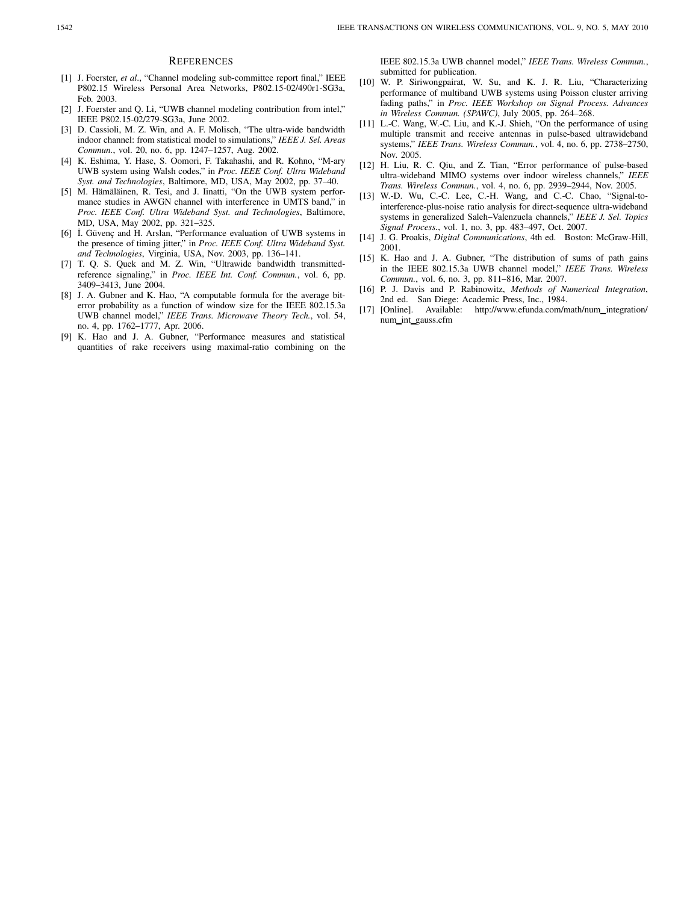## References

[1] J. Foerster, *et al.*, "Channel modeling sub-committee report final," IEEE P802.15 Wireless Personal Area Networks, P802.15-02/490r1-SG3a, Feb. 2003.

[2] J. Foerster and Q. Li, "UWB channel modeling contribution from intel," IEEE P802.15-02/279-SG3a, June 2002.

[3] D. Cassioli, M. Z. Win, and A. F. Molisch, "The ultra-wide bandwidth indoor channel: from statistical model to simulations," *IEEE J. Sel. Areas Commun.*, vol. 20, no. 6, pp. 1247–1257, Aug. 2002.

[4] K. Eshima, Y. Hase, S. Oomori, F. Takahashi, and R. Kohno, "M-ary UWB system using Walsh codes," in *Proc. IEEE Conf. Ultra Wideband Syst. and Technologies*, Baltimore, MD, USA, May 2002, pp. 37–40.

[5] M. Hämäläinen, R. Tesi, and J. Iinatti, "On the UWB system performance studies in AWGN channel with interference in UMTS band," in *Proc. IEEE Conf. Ultra Wideband Syst. and Technologies*, Baltimore, MD, USA, May 2002, pp. 321–325.

[6] İ. Güvenç and H. Arslan, "Performance evaluation of UWB systems in the presence of timing jitter," in *Proc. IEEE Conf. Ultra Wideband Syst. and Technologies*, Virginia, USA, Nov. 2003, pp. 136–141.

[7] T. Q. S. Quek and M. Z. Win, "Ultrawide bandwidth transmitted-reference signaling," in *Proc. IEEE Int. Conf. Commun.*, vol. 6, pp. 3409–3413, June 2004.

[8] J. A. Gubner and K. Hao, "A computable formula for the average bit-error probability as a function of window size for the IEEE 802.15.3a UWB channel model," *IEEE Trans. Microwave Theory Tech.*, vol. 54, no. 4, pp. 1762–1777, Apr. 2006.

[9] K. Hao and J. A. Gubner, "Performance measures and statistical quantities of rake receivers using maximal-ratio combining on the IEEE 802.15.3a UWB channel model," *IEEE Trans. Wireless Commun.*, submitted for publication.

[10] W. P. Siriwongpairat, W. Su, and K. J. R. Liu, "Characterizing performance of multiband UWB systems using Poisson cluster arriving fading paths," in *Proc. IEEE Workshop on Signal Process. Advances in Wireless Commun. (SPAWC)*, July 2005, pp. 264–268.

[11] L.-C. Wang, W.-C. Liu, and K.-J. Shieh, "On the performance of using multiple transmit and receive antennas in pulse-based ultrawideband systems," *IEEE Trans. Wireless Commun.*, vol. 4, no. 6, pp. 2738–2750, Nov. 2005.

[12] H. Liu, R. C. Qiu, and Z. Tian, "Error performance of pulse-based ultra-wideband MIMO systems over indoor wireless channels," *IEEE Trans. Wireless Commun.*, vol. 4, no. 6, pp. 2939–2944, Nov. 2005.

[13] W.-D. Wu, C.-C. Lee, C.-H. Wang, and C.-C. Chao, "Signal-to-interference-plus-noise ratio analysis for direct-sequence ultra-wideband systems in generalized Saleh–Valenzuela channels," *IEEE J. Sel. Topics Signal Process.*, vol. 1, no. 3, pp. 483–497, Oct. 2007.

[14] J. G. Proakis, *Digital Communications*, 4th ed. Boston: McGraw-Hill, 2001.

[15] K. Hao and J. A. Gubner, "The distribution of sums of path gains in the IEEE 802.15.3a UWB channel model," *IEEE Trans. Wireless Commun.*, vol. 6, no. 3, pp. 811–816, Mar. 2007.

[16] P. J. Davis and P. Rabinowitz, *Methods of Numerical Integration*, 2nd ed. San Diege: Academic Press, Inc., 1984.

[17] [Online]. Available: http://www.efunda.com/math/num_integration/num_int_gauss.cfm